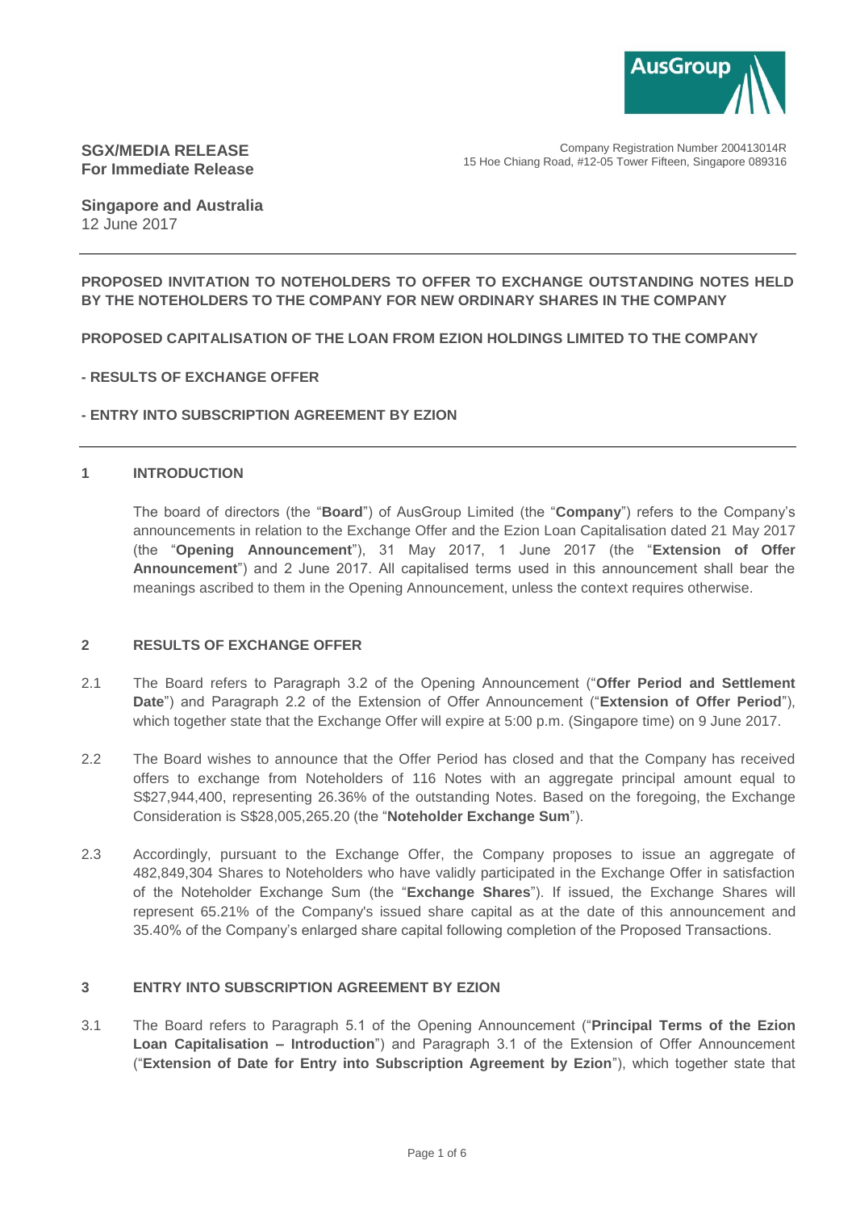**SGX/MEDIA RELEASE**
**For Immediate Release**

Company Registration Number 200413014R
15 Hoe Chiang Road, #12-05 Tower Fifteen, Singapore 089316

**Singapore and Australia**
12 June 2017

---

**PROPOSED INVITATION TO NOTEHOLDERS TO OFFER TO EXCHANGE OUTSTANDING NOTES HELD BY THE NOTEHOLDERS TO THE COMPANY FOR NEW ORDINARY SHARES IN THE COMPANY**

**PROPOSED CAPITALISATION OF THE LOAN FROM EZION HOLDINGS LIMITED TO THE COMPANY**

**- RESULTS OF EXCHANGE OFFER**

**- ENTRY INTO SUBSCRIPTION AGREEMENT BY EZION**

---

## 1 INTRODUCTION

The board of directors (the "**Board**") of AusGroup Limited (the "**Company**") refers to the Company's announcements in relation to the Exchange Offer and the Ezion Loan Capitalisation dated 21 May 2017 (the "**Opening Announcement**"), 31 May 2017, 1 June 2017 (the "**Extension of Offer Announcement**") and 2 June 2017. All capitalised terms used in this announcement shall bear the meanings ascribed to them in the Opening Announcement, unless the context requires otherwise.

## 2 RESULTS OF EXCHANGE OFFER

2.1 The Board refers to Paragraph 3.2 of the Opening Announcement ("**Offer Period and Settlement Date**") and Paragraph 2.2 of the Extension of Offer Announcement ("**Extension of Offer Period**"), which together state that the Exchange Offer will expire at 5:00 p.m. (Singapore time) on 9 June 2017.

2.2 The Board wishes to announce that the Offer Period has closed and that the Company has received offers to exchange from Noteholders of 116 Notes with an aggregate principal amount equal to S$27,944,400, representing 26.36% of the outstanding Notes. Based on the foregoing, the Exchange Consideration is S$28,005,265.20 (the "**Noteholder Exchange Sum**").

2.3 Accordingly, pursuant to the Exchange Offer, the Company proposes to issue an aggregate of 482,849,304 Shares to Noteholders who have validly participated in the Exchange Offer in satisfaction of the Noteholder Exchange Sum (the "**Exchange Shares**"). If issued, the Exchange Shares will represent 65.21% of the Company's issued share capital as at the date of this announcement and 35.40% of the Company's enlarged share capital following completion of the Proposed Transactions.

## 3 ENTRY INTO SUBSCRIPTION AGREEMENT BY EZION

3.1 The Board refers to Paragraph 5.1 of the Opening Announcement ("**Principal Terms of the Ezion Loan Capitalisation – Introduction**") and Paragraph 3.1 of the Extension of Offer Announcement ("**Extension of Date for Entry into Subscription Agreement by Ezion**"), which together state that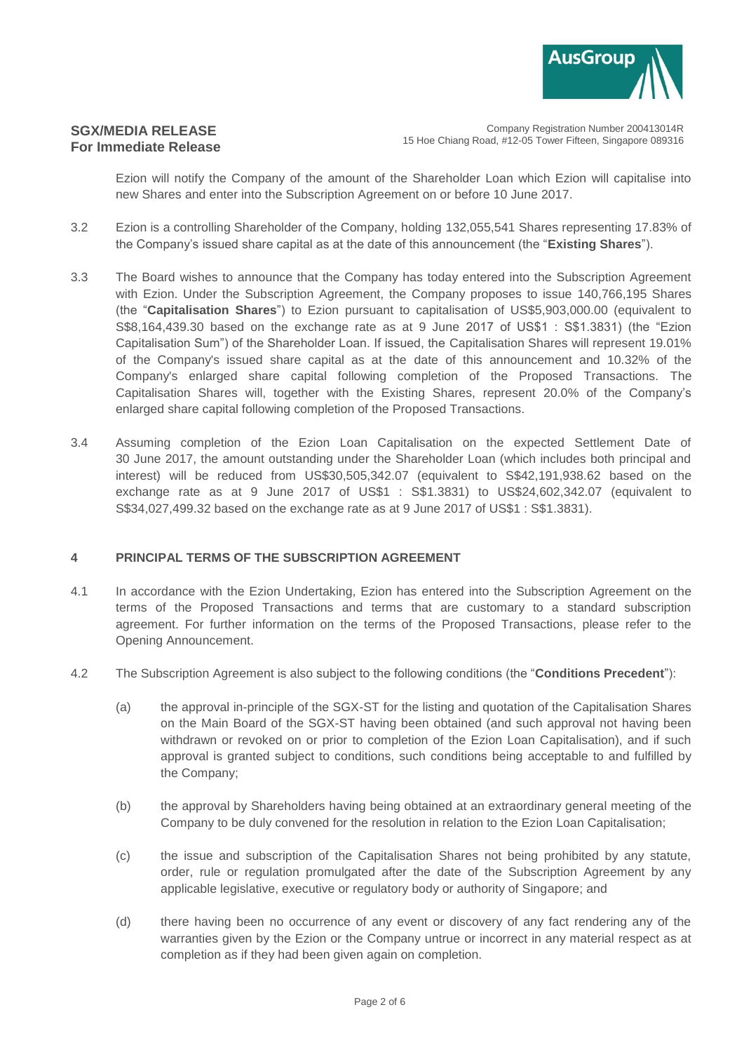Ezion will notify the Company of the amount of the Shareholder Loan which Ezion will capitalise into new Shares and enter into the Subscription Agreement on or before 10 June 2017.

3.2 Ezion is a controlling Shareholder of the Company, holding 132,055,541 Shares representing 17.83% of the Company's issued share capital as at the date of this announcement (the "**Existing Shares**").

3.3 The Board wishes to announce that the Company has today entered into the Subscription Agreement with Ezion. Under the Subscription Agreement, the Company proposes to issue 140,766,195 Shares (the "**Capitalisation Shares**") to Ezion pursuant to capitalisation of US$5,903,000.00 (equivalent to S$8,164,439.30 based on the exchange rate as at 9 June 2017 of US$1 : S$1.3831) (the "Ezion Capitalisation Sum") of the Shareholder Loan. If issued, the Capitalisation Shares will represent 19.01% of the Company's issued share capital as at the date of this announcement and 10.32% of the Company's enlarged share capital following completion of the Proposed Transactions. The Capitalisation Shares will, together with the Existing Shares, represent 20.0% of the Company's enlarged share capital following completion of the Proposed Transactions.

3.4 Assuming completion of the Ezion Loan Capitalisation on the expected Settlement Date of 30 June 2017, the amount outstanding under the Shareholder Loan (which includes both principal and interest) will be reduced from US$30,505,342.07 (equivalent to S$42,191,938.62 based on the exchange rate as at 9 June 2017 of US$1 : S$1.3831) to US$24,602,342.07 (equivalent to S$34,027,499.32 based on the exchange rate as at 9 June 2017 of US$1 : S$1.3831).

## 4 PRINCIPAL TERMS OF THE SUBSCRIPTION AGREEMENT

4.1 In accordance with the Ezion Undertaking, Ezion has entered into the Subscription Agreement on the terms of the Proposed Transactions and terms that are customary to a standard subscription agreement. For further information on the terms of the Proposed Transactions, please refer to the Opening Announcement.

4.2 The Subscription Agreement is also subject to the following conditions (the "**Conditions Precedent**"):

(a) the approval in-principle of the SGX-ST for the listing and quotation of the Capitalisation Shares on the Main Board of the SGX-ST having been obtained (and such approval not having been withdrawn or revoked on or prior to completion of the Ezion Loan Capitalisation), and if such approval is granted subject to conditions, such conditions being acceptable to and fulfilled by the Company;

(b) the approval by Shareholders having being obtained at an extraordinary general meeting of the Company to be duly convened for the resolution in relation to the Ezion Loan Capitalisation;

(c) the issue and subscription of the Capitalisation Shares not being prohibited by any statute, order, rule or regulation promulgated after the date of the Subscription Agreement by any applicable legislative, executive or regulatory body or authority of Singapore; and

(d) there having been no occurrence of any event or discovery of any fact rendering any of the warranties given by the Ezion or the Company untrue or incorrect in any material respect as at completion as if they had been given again on completion.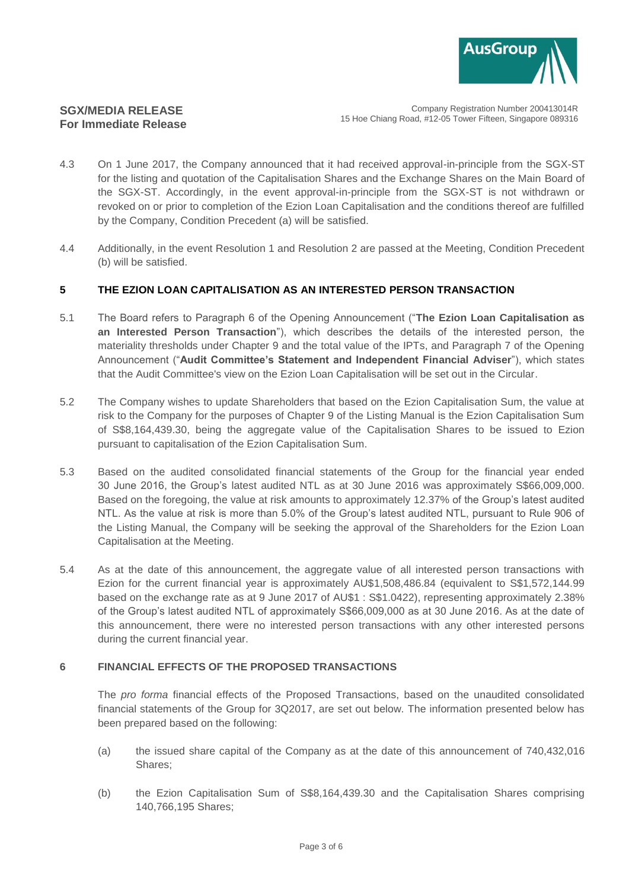4.3 On 1 June 2017, the Company announced that it had received approval-in-principle from the SGX-ST for the listing and quotation of the Capitalisation Shares and the Exchange Shares on the Main Board of the SGX-ST. Accordingly, in the event approval-in-principle from the SGX-ST is not withdrawn or revoked on or prior to completion of the Ezion Loan Capitalisation and the conditions thereof are fulfilled by the Company, Condition Precedent (a) will be satisfied.

4.4 Additionally, in the event Resolution 1 and Resolution 2 are passed at the Meeting, Condition Precedent (b) will be satisfied.

## 5 THE EZION LOAN CAPITALISATION AS AN INTERESTED PERSON TRANSACTION

5.1 The Board refers to Paragraph 6 of the Opening Announcement ("**The Ezion Loan Capitalisation as an Interested Person Transaction**"), which describes the details of the interested person, the materiality thresholds under Chapter 9 and the total value of the IPTs, and Paragraph 7 of the Opening Announcement ("**Audit Committee's Statement and Independent Financial Adviser**"), which states that the Audit Committee's view on the Ezion Loan Capitalisation will be set out in the Circular.

5.2 The Company wishes to update Shareholders that based on the Ezion Capitalisation Sum, the value at risk to the Company for the purposes of Chapter 9 of the Listing Manual is the Ezion Capitalisation Sum of S$8,164,439.30, being the aggregate value of the Capitalisation Shares to be issued to Ezion pursuant to capitalisation of the Ezion Capitalisation Sum.

5.3 Based on the audited consolidated financial statements of the Group for the financial year ended 30 June 2016, the Group's latest audited NTL as at 30 June 2016 was approximately S$66,009,000. Based on the foregoing, the value at risk amounts to approximately 12.37% of the Group's latest audited NTL. As the value at risk is more than 5.0% of the Group's latest audited NTL, pursuant to Rule 906 of the Listing Manual, the Company will be seeking the approval of the Shareholders for the Ezion Loan Capitalisation at the Meeting.

5.4 As at the date of this announcement, the aggregate value of all interested person transactions with Ezion for the current financial year is approximately AU$1,508,486.84 (equivalent to S$1,572,144.99 based on the exchange rate as at 9 June 2017 of AU$1 : S$1.0422), representing approximately 2.38% of the Group's latest audited NTL of approximately S$66,009,000 as at 30 June 2016. As at the date of this announcement, there were no interested person transactions with any other interested persons during the current financial year.

## 6 FINANCIAL EFFECTS OF THE PROPOSED TRANSACTIONS

The *pro forma* financial effects of the Proposed Transactions, based on the unaudited consolidated financial statements of the Group for 3Q2017, are set out below. The information presented below has been prepared based on the following:

(a) the issued share capital of the Company as at the date of this announcement of 740,432,016 Shares;

(b) the Ezion Capitalisation Sum of S$8,164,439.30 and the Capitalisation Shares comprising 140,766,195 Shares;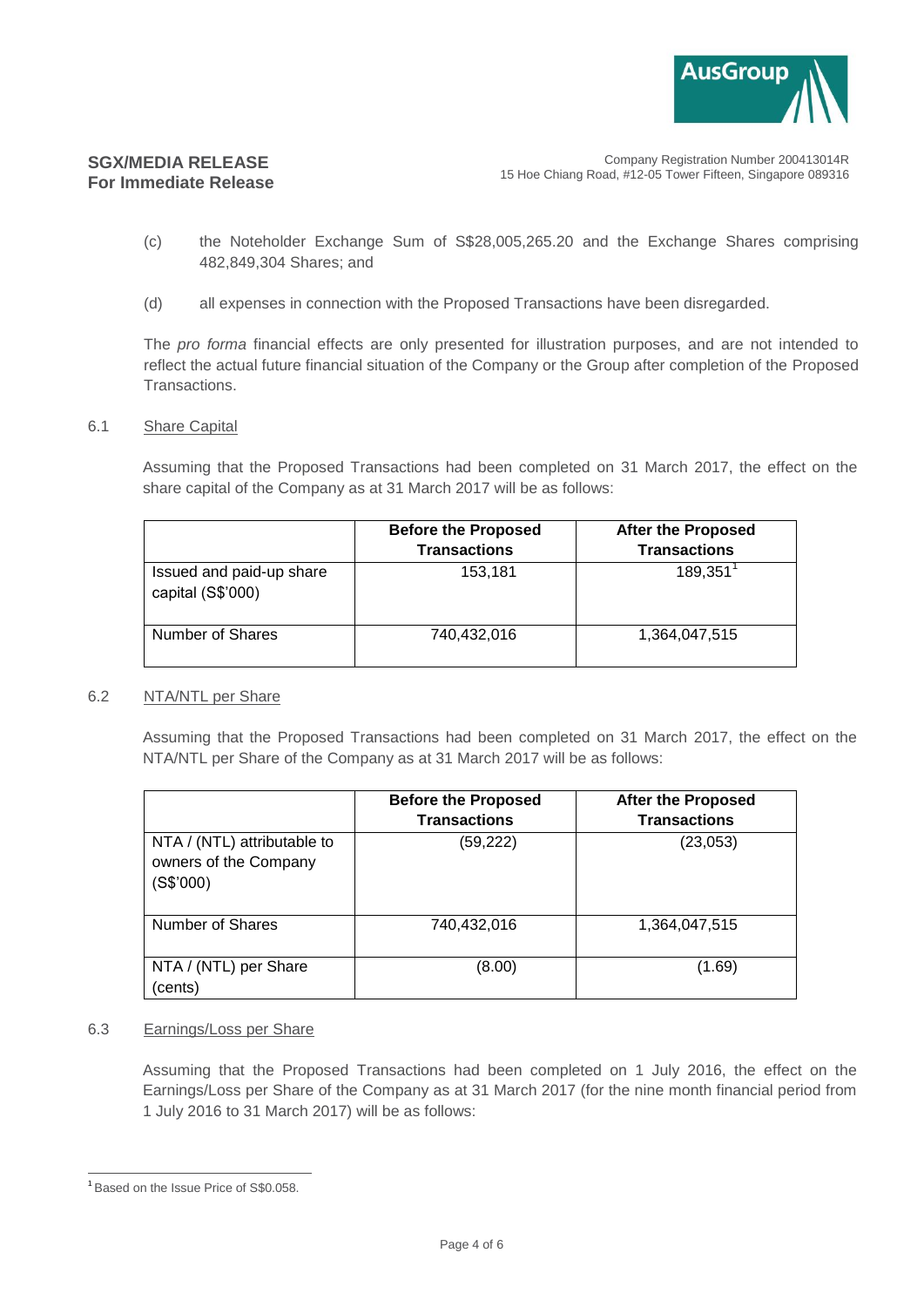**SGX/MEDIA RELEASE**
**For Immediate Release**

Company Registration Number 200413014R
15 Hoe Chiang Road, #12-05 Tower Fifteen, Singapore 089316

(c) the Noteholder Exchange Sum of S$28,005,265.20 and the Exchange Shares comprising 482,849,304 Shares; and

(d) all expenses in connection with the Proposed Transactions have been disregarded.

The *pro forma* financial effects are only presented for illustration purposes, and are not intended to reflect the actual future financial situation of the Company or the Group after completion of the Proposed Transactions.

6.1 Share Capital

Assuming that the Proposed Transactions had been completed on 31 March 2017, the effect on the share capital of the Company as at 31 March 2017 will be as follows:

| | **Before the Proposed Transactions** | **After the Proposed Transactions** |
|---|---|---|
| Issued and paid-up share capital (S$'000) | 153,181 | 189,351[1] |
| Number of Shares | 740,432,016 | 1,364,047,515 |

6.2 NTA/NTL per Share

Assuming that the Proposed Transactions had been completed on 31 March 2017, the effect on the NTA/NTL per Share of the Company as at 31 March 2017 will be as follows:

| | **Before the Proposed Transactions** | **After the Proposed Transactions** |
|---|---|---|
| NTA / (NTL) attributable to owners of the Company (S$'000) | (59,222) | (23,053) |
| Number of Shares | 740,432,016 | 1,364,047,515 |
| NTA / (NTL) per Share (cents) | (8.00) | (1.69) |

6.3 Earnings/Loss per Share

Assuming that the Proposed Transactions had been completed on 1 July 2016, the effect on the Earnings/Loss per Share of the Company as at 31 March 2017 (for the nine month financial period from 1 July 2016 to 31 March 2017) will be as follows:

[1] Based on the Issue Price of S$0.058.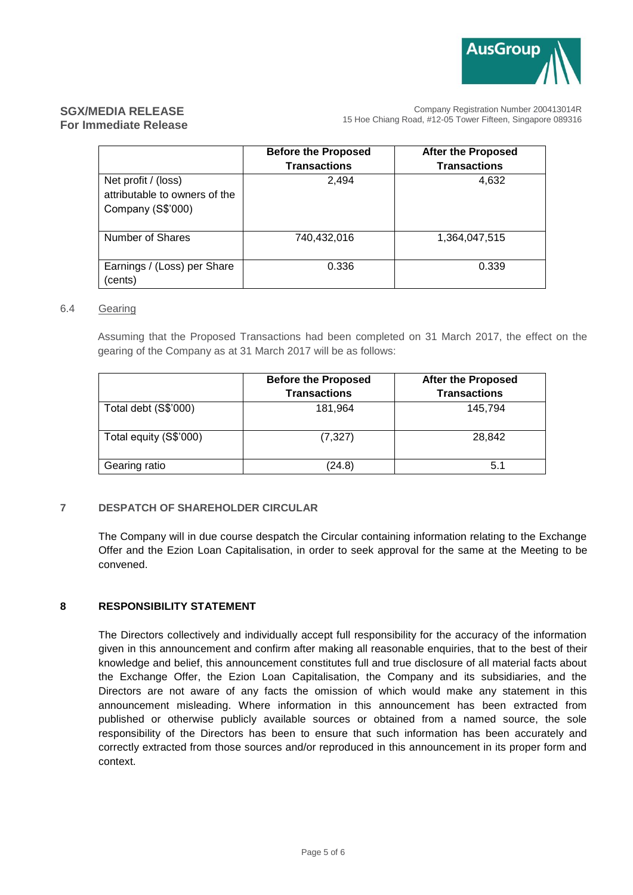| | Before the Proposed Transactions | After the Proposed Transactions |
|---|---|---|
| Net profit / (loss) attributable to owners of the Company (S$'000) | 2,494 | 4,632 |
| Number of Shares | 740,432,016 | 1,364,047,515 |
| Earnings / (Loss) per Share (cents) | 0.336 | 0.339 |

6.4 Gearing

Assuming that the Proposed Transactions had been completed on 31 March 2017, the effect on the gearing of the Company as at 31 March 2017 will be as follows:

| | Before the Proposed Transactions | After the Proposed Transactions |
|---|---|---|
| Total debt (S$'000) | 181,964 | 145,794 |
| Total equity (S$'000) | (7,327) | 28,842 |
| Gearing ratio | (24.8) | 5.1 |

## 7 DESPATCH OF SHAREHOLDER CIRCULAR

The Company will in due course despatch the Circular containing information relating to the Exchange Offer and the Ezion Loan Capitalisation, in order to seek approval for the same at the Meeting to be convened.

## 8 RESPONSIBILITY STATEMENT

The Directors collectively and individually accept full responsibility for the accuracy of the information given in this announcement and confirm after making all reasonable enquiries, that to the best of their knowledge and belief, this announcement constitutes full and true disclosure of all material facts about the Exchange Offer, the Ezion Loan Capitalisation, the Company and its subsidiaries, and the Directors are not aware of any facts the omission of which would make any statement in this announcement misleading. Where information in this announcement has been extracted from published or otherwise publicly available sources or obtained from a named source, the sole responsibility of the Directors has been to ensure that such information has been accurately and correctly extracted from those sources and/or reproduced in this announcement in its proper form and context.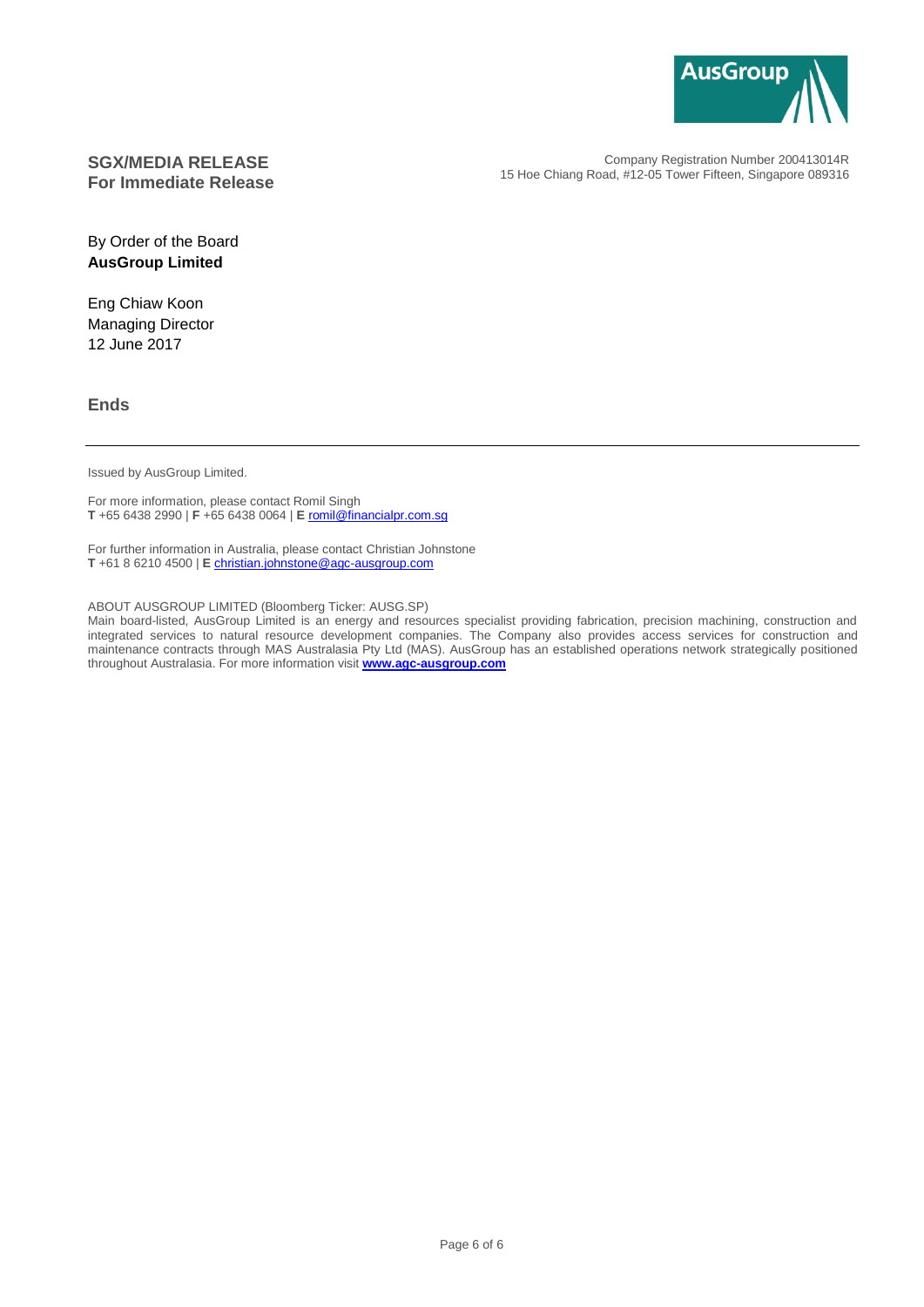**SGX/MEDIA RELEASE**
**For Immediate Release**

Company Registration Number 200413014R
15 Hoe Chiang Road, #12-05 Tower Fifteen, Singapore 089316

By Order of the Board
**AusGroup Limited**

Eng Chiaw Koon
Managing Director
12 June 2017

**Ends**

---

Issued by AusGroup Limited.

For more information, please contact Romil Singh
**T** +65 6438 2990 | **F** +65 6438 0064 | **E** romil@financialpr.com.sg

For further information in Australia, please contact Christian Johnstone
**T** +61 8 6210 4500 | **E** christian.johnstone@agc-ausgroup.com

ABOUT AUSGROUP LIMITED (Bloomberg Ticker: AUSG.SP)
Main board-listed, AusGroup Limited is an energy and resources specialist providing fabrication, precision machining, construction and integrated services to natural resource development companies. The Company also provides access services for construction and maintenance contracts through MAS Australasia Pty Ltd (MAS). AusGroup has an established operations network strategically positioned throughout Australasia. For more information visit **www.agc-ausgroup.com**